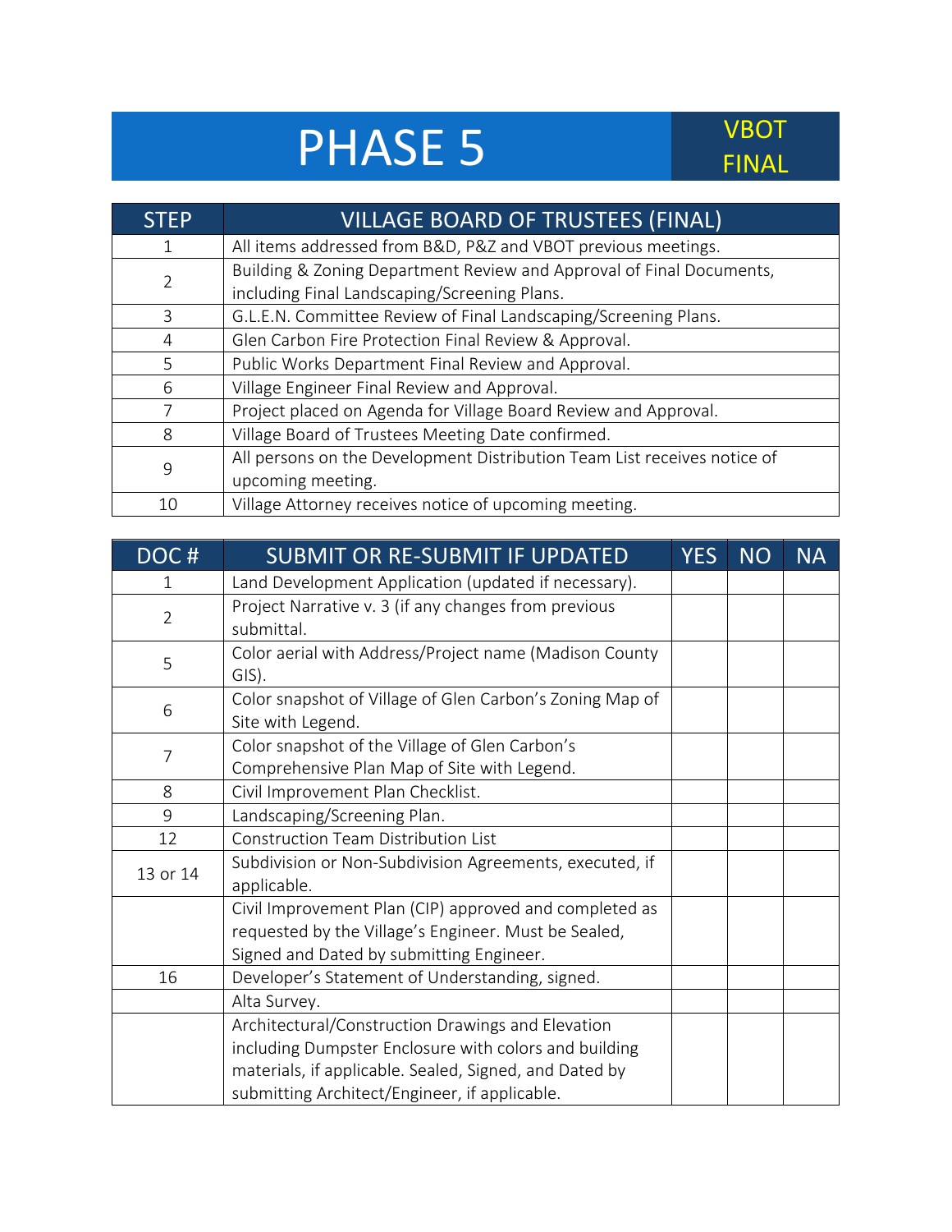# PHASE 5

VBOT FINAL

| STEP | VILLAGE BOARD OF TRUSTEES (FINAL) |
|---|---|
| 1 | All items addressed from B&D, P&Z and VBOT previous meetings. |
| 2 | Building & Zoning Department Review and Approval of Final Documents, including Final Landscaping/Screening Plans. |
| 3 | G.L.E.N. Committee Review of Final Landscaping/Screening Plans. |
| 4 | Glen Carbon Fire Protection Final Review & Approval. |
| 5 | Public Works Department Final Review and Approval. |
| 6 | Village Engineer Final Review and Approval. |
| 7 | Project placed on Agenda for Village Board Review and Approval. |
| 8 | Village Board of Trustees Meeting Date confirmed. |
| 9 | All persons on the Development Distribution Team List receives notice of upcoming meeting. |
| 10 | Village Attorney receives notice of upcoming meeting. |

| DOC # | SUBMIT OR RE-SUBMIT IF UPDATED | YES | NO | NA |
|---|---|---|---|---|
| 1 | Land Development Application (updated if necessary). | | | |
| 2 | Project Narrative v. 3 (if any changes from previous submittal. | | | |
| 5 | Color aerial with Address/Project name (Madison County GIS). | | | |
| 6 | Color snapshot of Village of Glen Carbon's Zoning Map of Site with Legend. | | | |
| 7 | Color snapshot of the Village of Glen Carbon's Comprehensive Plan Map of Site with Legend. | | | |
| 8 | Civil Improvement Plan Checklist. | | | |
| 9 | Landscaping/Screening Plan. | | | |
| 12 | Construction Team Distribution List | | | |
| 13 or 14 | Subdivision or Non-Subdivision Agreements, executed, if applicable. | | | |
| | Civil Improvement Plan (CIP) approved and completed as requested by the Village's Engineer. Must be Sealed, Signed and Dated by submitting Engineer. | | | |
| 16 | Developer's Statement of Understanding, signed. | | | |
| | Alta Survey. | | | |
| | Architectural/Construction Drawings and Elevation including Dumpster Enclosure with colors and building materials, if applicable. Sealed, Signed, and Dated by submitting Architect/Engineer, if applicable. | | | |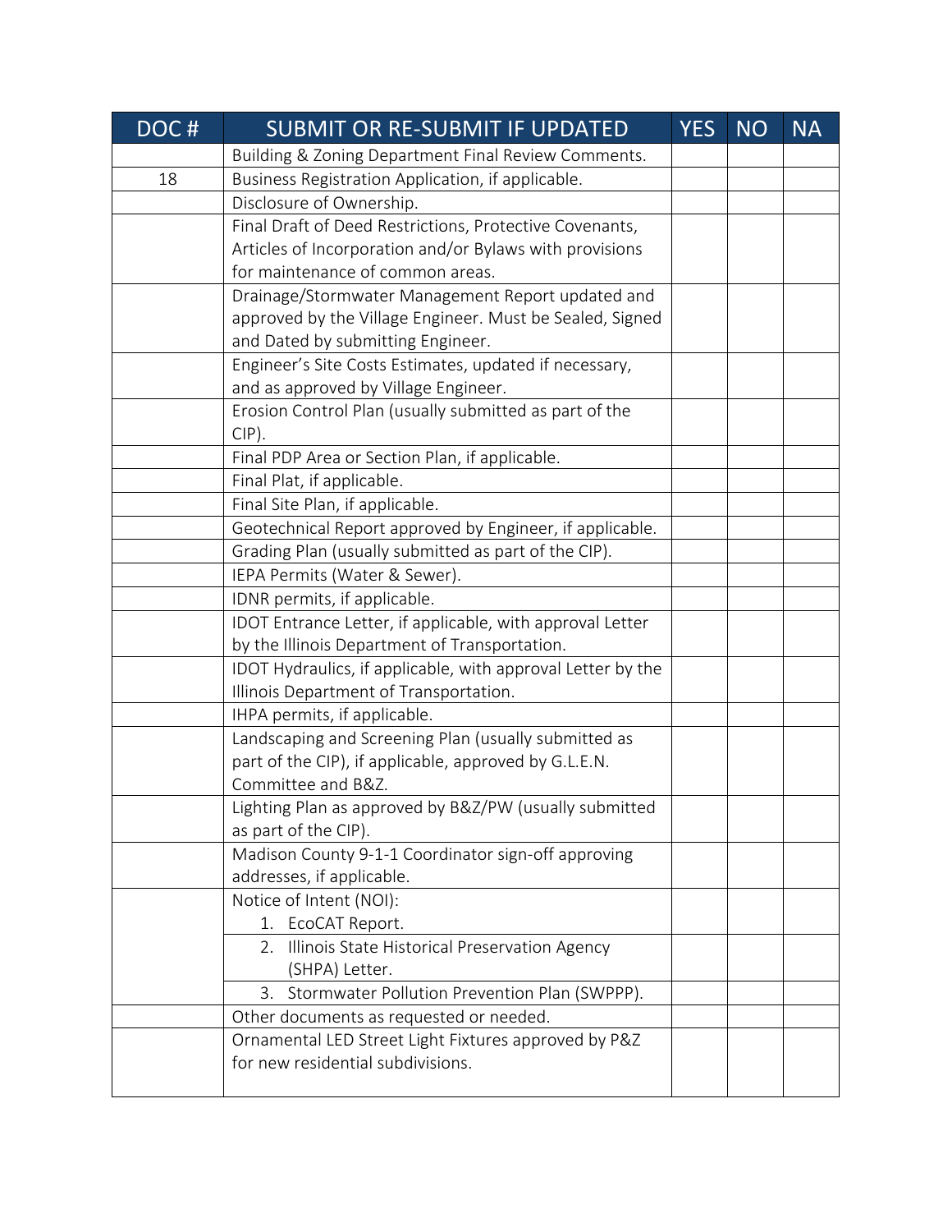| DOC # | SUBMIT OR RE-SUBMIT IF UPDATED | YES | NO | NA |
|---|---|---|---|---|
| | Building & Zoning Department Final Review Comments. | | | |
| 18 | Business Registration Application, if applicable. | | | |
| | Disclosure of Ownership. | | | |
| | Final Draft of Deed Restrictions, Protective Covenants, Articles of Incorporation and/or Bylaws with provisions for maintenance of common areas. | | | |
| | Drainage/Stormwater Management Report updated and approved by the Village Engineer. Must be Sealed, Signed and Dated by submitting Engineer. | | | |
| | Engineer's Site Costs Estimates, updated if necessary, and as approved by Village Engineer. | | | |
| | Erosion Control Plan (usually submitted as part of the CIP). | | | |
| | Final PDP Area or Section Plan, if applicable. | | | |
| | Final Plat, if applicable. | | | |
| | Final Site Plan, if applicable. | | | |
| | Geotechnical Report approved by Engineer, if applicable. | | | |
| | Grading Plan (usually submitted as part of the CIP). | | | |
| | IEPA Permits (Water & Sewer). | | | |
| | IDNR permits, if applicable. | | | |
| | IDOT Entrance Letter, if applicable, with approval Letter by the Illinois Department of Transportation. | | | |
| | IDOT Hydraulics, if applicable, with approval Letter by the Illinois Department of Transportation. | | | |
| | IHPA permits, if applicable. | | | |
| | Landscaping and Screening Plan (usually submitted as part of the CIP), if applicable, approved by G.L.E.N. Committee and B&Z. | | | |
| | Lighting Plan as approved by B&Z/PW (usually submitted as part of the CIP). | | | |
| | Madison County 9-1-1 Coordinator sign-off approving addresses, if applicable. | | | |
| | Notice of Intent (NOI): 1. EcoCAT Report. | | | |
| | 2. Illinois State Historical Preservation Agency (SHPA) Letter. | | | |
| | 3. Stormwater Pollution Prevention Plan (SWPPP). | | | |
| | Other documents as requested or needed. | | | |
| | Ornamental LED Street Light Fixtures approved by P&Z for new residential subdivisions. | | | |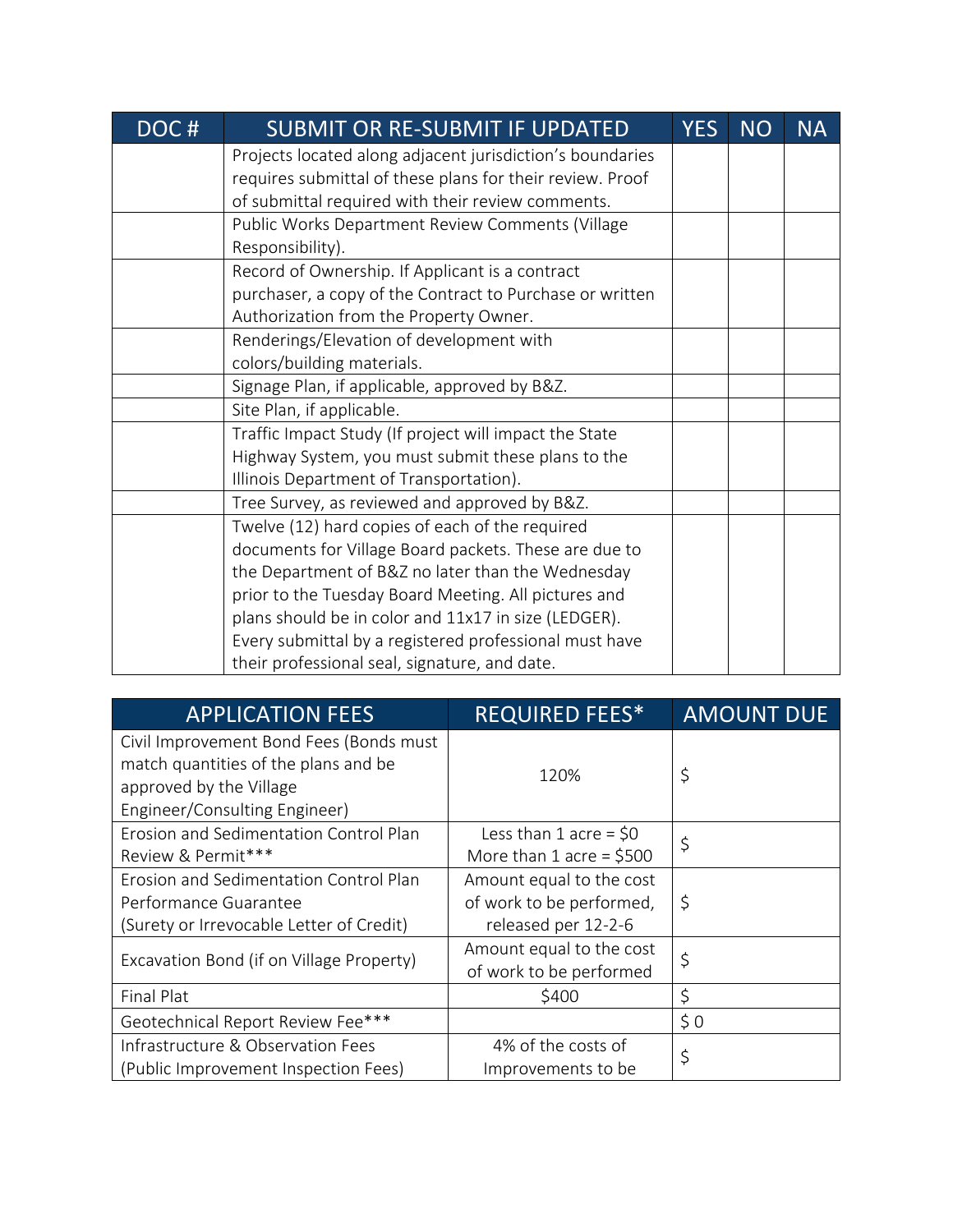| DOC # | SUBMIT OR RE-SUBMIT IF UPDATED | YES | NO | NA |
|---|---|---|---|---|
| | Projects located along adjacent jurisdiction's boundaries requires submittal of these plans for their review. Proof of submittal required with their review comments. | | | |
| | Public Works Department Review Comments (Village Responsibility). | | | |
| | Record of Ownership. If Applicant is a contract purchaser, a copy of the Contract to Purchase or written Authorization from the Property Owner. | | | |
| | Renderings/Elevation of development with colors/building materials. | | | |
| | Signage Plan, if applicable, approved by B&Z. | | | |
| | Site Plan, if applicable. | | | |
| | Traffic Impact Study (If project will impact the State Highway System, you must submit these plans to the Illinois Department of Transportation). | | | |
| | Tree Survey, as reviewed and approved by B&Z. | | | |
| | Twelve (12) hard copies of each of the required documents for Village Board packets. These are due to the Department of B&Z no later than the Wednesday prior to the Tuesday Board Meeting. All pictures and plans should be in color and 11x17 in size (LEDGER). Every submittal by a registered professional must have their professional seal, signature, and date. | | | |

| APPLICATION FEES | REQUIRED FEES* | AMOUNT DUE |
|---|---|---|
| Civil Improvement Bond Fees (Bonds must match quantities of the plans and be approved by the Village Engineer/Consulting Engineer) | 120% | $ |
| Erosion and Sedimentation Control Plan Review & Permit*** | Less than 1 acre = $0<br>More than 1 acre = $500 | $ |
| Erosion and Sedimentation Control Plan Performance Guarantee (Surety or Irrevocable Letter of Credit) | Amount equal to the cost of work to be performed, released per 12-2-6 | $ |
| Excavation Bond (if on Village Property) | Amount equal to the cost of work to be performed | $ |
| Final Plat | $400 | $ |
| Geotechnical Report Review Fee*** | | $ 0 |
| Infrastructure & Observation Fees (Public Improvement Inspection Fees) | 4% of the costs of Improvements to be | $ |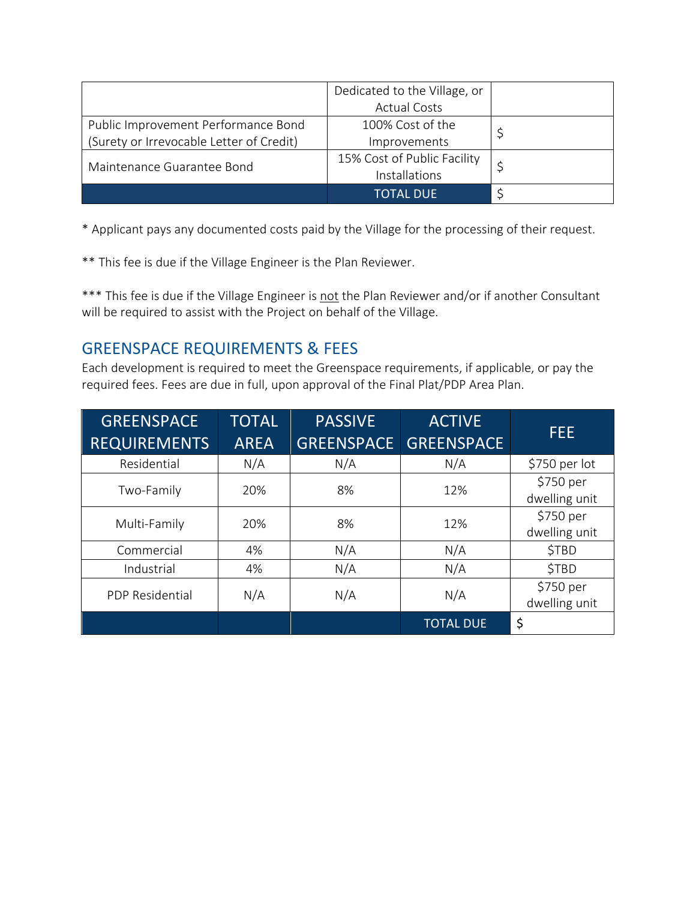| | | |
|---|---|---|
| | Dedicated to the Village, or Actual Costs | |
| Public Improvement Performance Bond (Surety or Irrevocable Letter of Credit) | 100% Cost of the Improvements | $ |
| Maintenance Guarantee Bond | 15% Cost of Public Facility Installations | $ |
| | TOTAL DUE | $ |

* Applicant pays any documented costs paid by the Village for the processing of their request.

** This fee is due if the Village Engineer is the Plan Reviewer.

*** This fee is due if the Village Engineer is not the Plan Reviewer and/or if another Consultant will be required to assist with the Project on behalf of the Village.

## GREENSPACE REQUIREMENTS & FEES

Each development is required to meet the Greenspace requirements, if applicable, or pay the required fees. Fees are due in full, upon approval of the Final Plat/PDP Area Plan.

| GREENSPACE REQUIREMENTS | TOTAL AREA | PASSIVE GREENSPACE | ACTIVE GREENSPACE | FEE |
|---|---|---|---|---|
| Residential | N/A | N/A | N/A | $750 per lot |
| Two-Family | 20% | 8% | 12% | $750 per dwelling unit |
| Multi-Family | 20% | 8% | 12% | $750 per dwelling unit |
| Commercial | 4% | N/A | N/A | $TBD |
| Industrial | 4% | N/A | N/A | $TBD |
| PDP Residential | N/A | N/A | N/A | $750 per dwelling unit |
| | | | TOTAL DUE | $ |